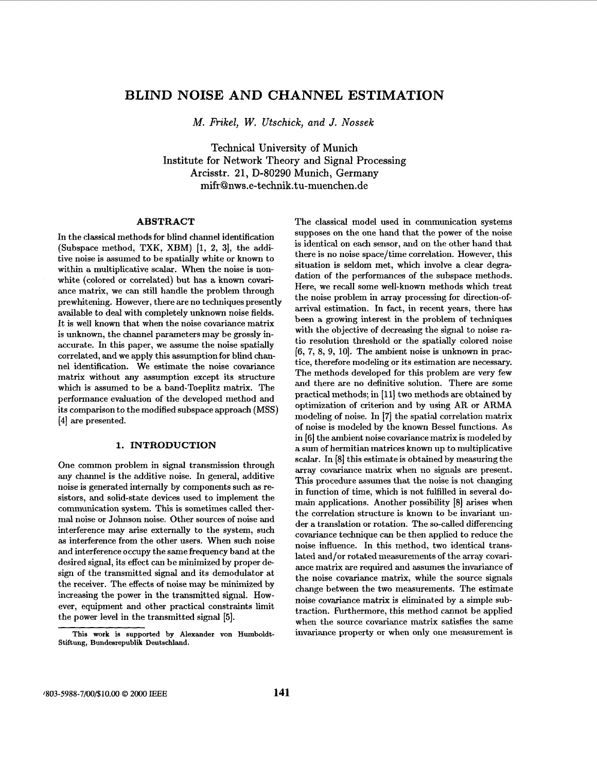# BLIND NOISE AND CHANNEL ESTIMATION

*M. Frikel, W. Utschick, and J. Nossek*

Technical University of Munich
Institute for Network Theory and Signal Processing
Arcisstr. 21, D-80290 Munich, Germany
mifr@nws.e-technik.tu-muenchen.de

## ABSTRACT

In the classical methods for blind channel identification (Subspace method, TXK, XBM) [1, 2, 3], the additive noise is assumed to be spatially white or known to within a multiplicative scalar. When the noise is non-white (colored or correlated) but has a known covariance matrix, we can still handle the problem through prewhitening. However, there are no techniques presently available to deal with completely unknown noise fields. It is well known that when the noise covariance matrix is unknown, the channel parameters may be grossly inaccurate. In this paper, we assume the noise spatially correlated, and we apply this assumption for blind channel identification. We estimate the noise covariance matrix without any assumption except its structure which is assumed to be a band-Toeplitz matrix. The performance evaluation of the developed method and its comparison to the modified subspace approach (MSS) [4] are presented.

## 1. INTRODUCTION

One common problem in signal transmission through any channel is the additive noise. In general, additive noise is generated internally by components such as resistors, and solid-state devices used to implement the communication system. This is sometimes called thermal noise or Johnson noise. Other sources of noise and interference may arise externally to the system, such as interference from the other users. When such noise and interference occupy the same frequency band at the desired signal, its effect can be minimized by proper design of the transmitted signal and its demodulator at the receiver. The effects of noise may be minimized by increasing the power in the transmitted signal. However, equipment and other practical constraints limit the power level in the transmitted signal [5].

The classical model used in communication systems supposes on the one hand that the power of the noise is identical on each sensor, and on the other hand that there is no noise space/time correlation. However, this situation is seldom met, which involve a clear degradation of the performances of the subspace methods. Here, we recall some well-known methods which treat the noise problem in array processing for direction-of-arrival estimation. In fact, in recent years, there has been a growing interest in the problem of techniques with the objective of decreasing the signal to noise ratio resolution threshold or the spatially colored noise [6, 7, 8, 9, 10]. The ambient noise is unknown in practice, therefore modeling or its estimation are necessary. The methods developed for this problem are very few and there are no definitive solution. There are some practical methods; in [11] two methods are obtained by optimization of criterion and by using AR or ARMA modeling of noise. In [7] the spatial correlation matrix of noise is modeled by the known Bessel functions. As in [6] the ambient noise covariance matrix is modeled by a sum of hermitian matrices known up to multiplicative scalar. In [8] this estimate is obtained by measuring the array covariance matrix when no signals are present. This procedure assumes that the noise is not changing in function of time, which is not fulfilled in several domain applications. Another possibility [8] arises when the correlation structure is known to be invariant under a translation or rotation. The so-called differencing covariance technique can be then applied to reduce the noise influence. In this method, two identical translated and/or rotated measurements of the array covariance matrix are required and assumes the invariance of the noise covariance matrix, while the source signals change between the two measurements. The estimate noise covariance matrix is eliminated by a simple subtraction. Furthermore, this method cannot be applied when the source covariance matrix satisfies the same invariance property or when only one measurement is

---

This work is supported by Alexander von Humboldt-Stiftung, Bundesrepublik Deutschland.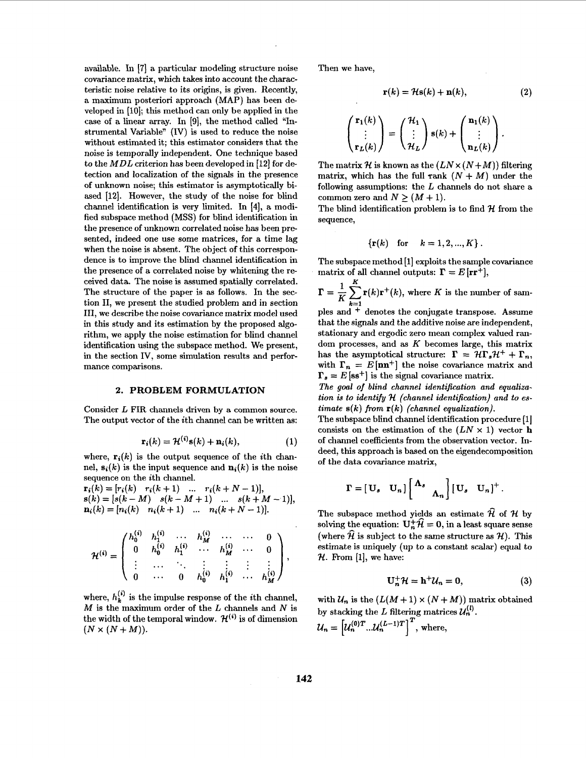available. In [7] a particular modeling structure noise covariance matrix, which takes into account the characteristic noise relative to its origins, is given. Recently, a maximum posteriori approach (MAP) has been developed in [10]; this method can only be applied in the case of a linear array. In [9], the method called "Instrumental Variable" (IV) is used to reduce the noise without estimated it; this estimator considers that the noise is temporally independent. One technique based to the $MDL$ criterion has been developed in [12] for detection and localization of the signals in the presence of unknown noise; this estimator is asymptotically biased [12]. However, the study of the noise for blind channel identification is very limited. In [4], a modified subspace method (MSS) for blind identification in the presence of unknown correlated noise has been presented, indeed one use some matrices, for a time lag when the noise is absent. The object of this correspondence is to improve the blind channel identification in the presence of a correlated noise by whitening the received data. The noise is assumed spatially correlated. The structure of the paper is as follows. In the section II, we present the studied problem and in section III, we describe the noise covariance matrix model used in this study and its estimation by the proposed algorithm, we apply the noise estimation for blind channel identification using the subspace method. We present, in the section IV, some simulation results and performance comparisons.

## 2. PROBLEM FORMULATION

Consider $L$ FIR channels driven by a common source. The output vector of the $i$th channel can be written as:

$$\mathbf{r}_i(k) = \mathcal{H}^{(i)}\mathbf{s}(k) + \mathbf{n}_i(k), \tag{1}$$

where, $\mathbf{r}_i(k)$ is the output sequence of the $i$th channel, $\mathbf{s}_i(k)$ is the input sequence and $\mathbf{n}_i(k)$ is the noise sequence on the $i$th channel.

$\mathbf{r}_i(k) = [r_i(k) \quad r_i(k+1) \quad ... \quad r_i(k+N-1)]$,
$\mathbf{s}(k) = [s(k-M) \quad s(k-M+1) \quad ... \quad s(k+M-1)]$,
$\mathbf{n}_i(k) = [n_i(k) \quad n_i(k+1) \quad ... \quad n_i(k+N-1)]$.

$$\mathcal{H}^{(i)} = \begin{pmatrix} h_0^{(i)} & h_1^{(i)} & \cdots & h_M^{(i)} & \cdots & \cdots & 0 \\ 0 & h_0^{(i)} & h_1^{(i)} & \cdots & h_M^{(i)} & \cdots & 0 \\ \vdots & \cdots & \ddots & \vdots & \vdots & \vdots & \vdots \\ 0 & \cdots & 0 & h_0^{(i)} & h_1^{(i)} & \cdots & h_M^{(i)} \end{pmatrix},$$

where, $h_k^{(i)}$ is the impulse response of the $i$th channel, $M$ is the maximum order of the $L$ channels and $N$ is the width of the temporal window. $\mathcal{H}^{(i)}$ is of dimension $(N \times (N+M))$.

Then we have,

$$\mathbf{r}(k) = \mathcal{H}\mathbf{s}(k) + \mathbf{n}(k), \tag{2}$$

$$\begin{pmatrix} \mathbf{r}_1(k) \\ \vdots \\ \mathbf{r}_L(k) \end{pmatrix} = \begin{pmatrix} \mathcal{H}_1 \\ \vdots \\ \mathcal{H}_L \end{pmatrix} \mathbf{s}(k) + \begin{pmatrix} \mathbf{n}_1(k) \\ \vdots \\ \mathbf{n}_L(k) \end{pmatrix}.$$

The matrix $\mathcal{H}$ is known as the $(LN \times (N+M))$ filtering matrix, which has the full rank $(N+M)$ under the following assumptions: the $L$ channels do not share a common zero and $N \geq (M+1)$.

The blind identification problem is to find $\mathcal{H}$ from the sequence,

$$\{\mathbf{r}(k) \quad \text{for} \quad k = 1, 2, ..., K\}.$$

The subspace method [1] exploits the sample covariance matrix of all channel outputs: $\mathbf{\Gamma} = E[\mathbf{r}\mathbf{r}^+]$, $\mathbf{\Gamma} = \frac{1}{K}\sum_{k=1}^{K}\mathbf{r}(k)\mathbf{r}^+(k)$, where $K$ is the number of samples and $^+$ denotes the conjugate transpose. Assume that the signals and the additive noise are independent, stationary and ergodic zero mean complex valued random processes, and as $K$ becomes large, this matrix has the asymptotical structure: $\mathbf{\Gamma} = \mathcal{H}\mathbf{\Gamma}_s\mathcal{H}^+ + \mathbf{\Gamma}_n$, with $\mathbf{\Gamma}_n = E[\mathbf{n}\mathbf{n}^+]$ the noise covariance matrix and $\mathbf{\Gamma}_s = E[\mathbf{s}\mathbf{s}^+]$ is the signal covariance matrix.

*The goal of blind channel identification and equalization is to identify $\mathcal{H}$ (channel identification) and to estimate $\mathbf{s}(k)$ from $\mathbf{r}(k)$ (channel equalization).*

The subspace blind channel identification procedure [1] consists on the estimation of the $(LN \times 1)$ vector $\mathbf{h}$ of channel coefficients from the observation vector. Indeed, this approach is based on the eigendecomposition of the data covariance matrix,

$$\mathbf{\Gamma} = [\mathbf{U}_s \quad \mathbf{U}_n] \begin{bmatrix} \mathbf{\Lambda}_s & \\ & \mathbf{\Lambda}_n \end{bmatrix} [\mathbf{U}_s \quad \mathbf{U}_n]^+.$$

The subspace method yields an estimate $\widehat{\mathcal{H}}$ of $\mathcal{H}$ by solving the equation: $\mathbf{U}_n^+\widehat{\mathcal{H}} = \mathbf{0}$, in a least square sense (where $\widehat{\mathcal{H}}$ is subject to the same structure as $\mathcal{H}$). This estimate is uniquely (up to a constant scalar) equal to $\mathcal{H}$. From [1], we have:

$$\mathbf{U}_n^+\mathcal{H} = \mathbf{h}^+\mathcal{U}_n = \mathbf{0}, \tag{3}$$

with $\mathcal{U}_n$ is the $(L(M+1) \times (N+M))$ matrix obtained by stacking the $L$ filtering matrices $\mathcal{U}_n^{(l)}$.

$\mathcal{U}_n = \left[\mathcal{U}_n^{(0)T} ... \mathcal{U}_n^{(L-1)T}\right]^T$, where,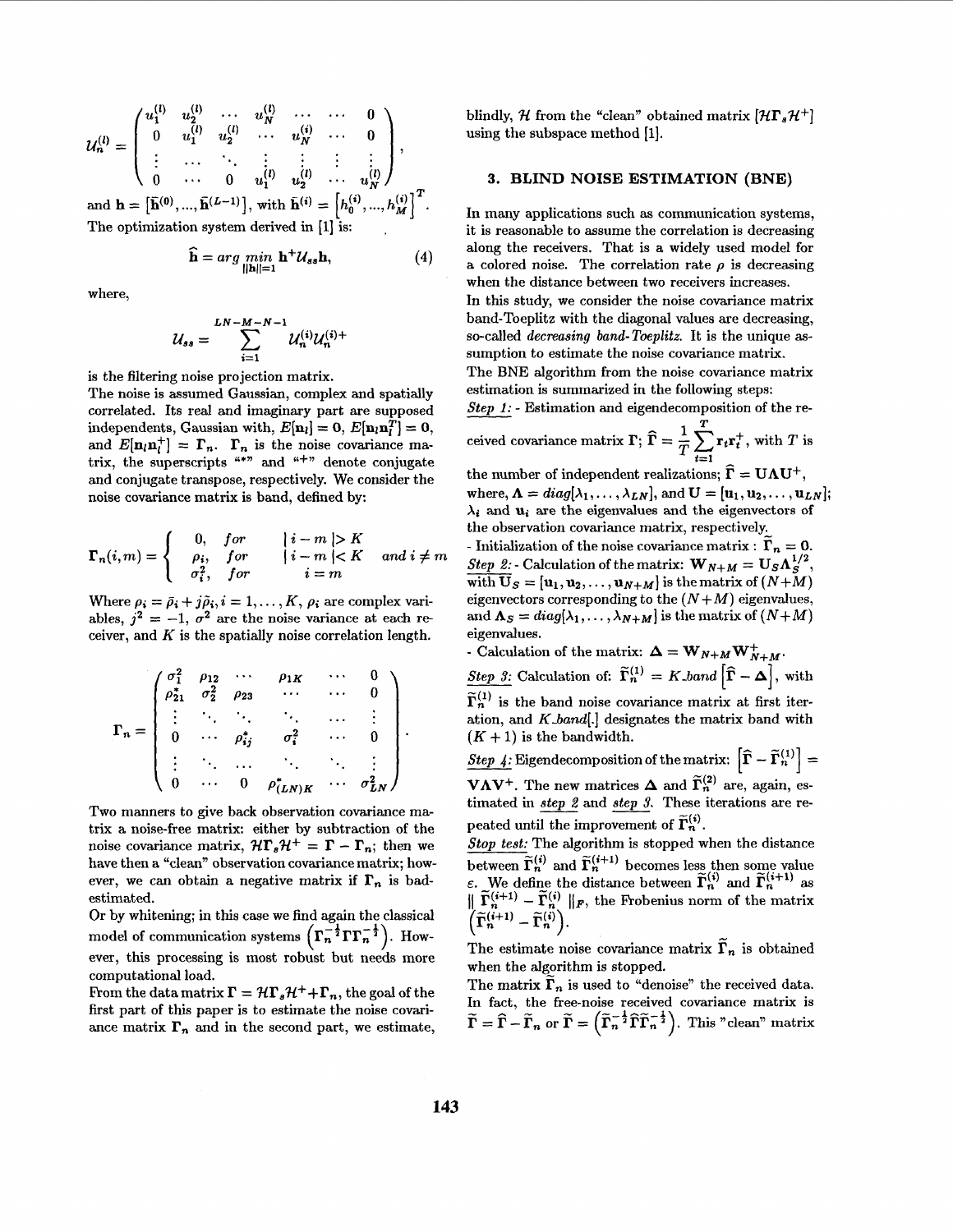$$\mathcal{U}_n^{(l)} = \begin{pmatrix} u_1^{(l)} & u_2^{(l)} & \cdots & u_N^{(l)} & \cdots & \cdots & 0 \\ 0 & u_1^{(l)} & u_2^{(l)} & \cdots & u_N^{(i)} & \cdots & 0 \\ \vdots & \cdots & \ddots & \vdots & \vdots & \vdots & \vdots \\ 0 & \cdots & 0 & u_1^{(l)} & u_2^{(l)} & \cdots & u_N^{(l)} \end{pmatrix},$$

and $\mathbf{h} = \left[\bar{\mathbf{h}}^{(0)}, ..., \bar{\mathbf{h}}^{(L-1)}\right]$, with $\bar{\mathbf{h}}^{(i)} = \left[h_0^{(i)}, ..., h_M^{(i)}\right]^T$.
The optimization system derived in [1] is:

$$\widehat{\mathbf{h}} = arg \min_{\|\mathbf{h}\|=1} \mathbf{h}^{+}\mathcal{U}_{ss}\mathbf{h}, \tag{4}$$

where,

$$\mathcal{U}_{ss} = \sum_{i=1}^{LN-M-N-1} \mathcal{U}_n^{(i)}\mathcal{U}_n^{(i)+}$$

is the filtering noise projection matrix.

The noise is assumed Gaussian, complex and spatially correlated. Its real and imaginary part are supposed independents, Gaussian with, $E[\mathbf{n}_l] = \mathbf{0}$, $E[\mathbf{n}_l\mathbf{n}_l^T] = \mathbf{0}$, and $E[\mathbf{n}_l\mathbf{n}_l^+] = \mathbf{\Gamma}_n$. $\mathbf{\Gamma}_n$ is the noise covariance matrix, the superscripts "\*" and "+" denote conjugate and conjugate transpose, respectively. We consider the noise covariance matrix is band, defined by:

$$\mathbf{\Gamma}_n(i,m) = \begin{cases} 0, & for \quad |i-m| > K \\ \rho_i, & for \quad |i-m| < K \quad and\, i \neq m \\ \sigma_i^2, & for \quad i = m \end{cases}$$

Where $\rho_i = \bar{\rho}_i + j\tilde{\rho}_i, i = 1, \ldots, K$, $\rho_i$ are complex variables, $j^2 = -1$, $\sigma^2$ are the noise variance at each receiver, and $K$ is the spatially noise correlation length.

$$\mathbf{\Gamma}_n = \begin{pmatrix} \sigma_1^2 & \rho_{12} & \cdots & \rho_{1K} & \cdots & 0 \\ \rho_{21}^* & \sigma_2^2 & \rho_{23} & \cdots & \cdots & 0 \\ \vdots & \ddots & \ddots & \ddots & \cdots & \vdots \\ 0 & \cdots & \rho_{ij}^* & \sigma_i^2 & \cdots & 0 \\ \vdots & \ddots & \cdots & \ddots & \ddots & \vdots \\ 0 & \cdots & 0 & \rho_{(LN)K}^* & \cdots & \sigma_{LN}^2 \end{pmatrix}.$$

Two manners to give back observation covariance matrix a noise-free matrix: either by subtraction of the noise covariance matrix, $\mathcal{H}\mathbf{\Gamma}_s\mathcal{H}^+ = \mathbf{\Gamma} - \mathbf{\Gamma}_n$; then we have then a "clean" observation covariance matrix; however, we can obtain a negative matrix if $\mathbf{\Gamma}_n$ is bad-estimated.

Or by whitening; in this case we find again the classical model of communication systems $\left(\mathbf{\Gamma}_n^{-\frac{1}{2}}\mathbf{\Gamma}\mathbf{\Gamma}_n^{-\frac{1}{2}}\right)$. However, this processing is most robust but needs more computational load.

From the data matrix $\mathbf{\Gamma} = \mathcal{H}\mathbf{\Gamma}_s\mathcal{H}^+ + \mathbf{\Gamma}_n$, the goal of the first part of this paper is to estimate the noise covariance matrix $\mathbf{\Gamma}_n$ and in the second part, we estimate, blindly, $\mathcal{H}$ from the "clean" obtained matrix $[\mathcal{H}\mathbf{\Gamma}_s\mathcal{H}^+]$ using the subspace method [1].

## 3. BLIND NOISE ESTIMATION (BNE)

In many applications such as communication systems, it is reasonable to assume the correlation is decreasing along the receivers. That is a widely used model for a colored noise. The correlation rate $\rho$ is decreasing when the distance between two receivers increases.

In this study, we consider the noise covariance matrix band-Toeplitz with the diagonal values are decreasing, so-called *decreasing band-Toeplitz*. It is the unique assumption to estimate the noise covariance matrix.

The BNE algorithm from the noise covariance matrix estimation is summarized in the following steps:

*Step 1:* - Estimation and eigendecomposition of the received covariance matrix $\mathbf{\Gamma}$; $\widehat{\mathbf{\Gamma}} = \frac{1}{T}\sum_{t=1}^{T}\mathbf{r}_t\mathbf{r}_t^+$, with $T$ is the number of independent realizations; $\widehat{\mathbf{\Gamma}} = \mathbf{U}\mathbf{\Lambda}\mathbf{U}^+$, where, $\mathbf{\Lambda} = diag[\lambda_1, \ldots, \lambda_{LN}]$, and $\mathbf{U} = [\mathbf{u}_1, \mathbf{u}_2, \ldots, \mathbf{u}_{LN}]$; $\lambda_i$ and $\mathbf{u}_i$ are the eigenvalues and the eigenvectors of the observation covariance matrix, respectively.

- Initialization of the noise covariance matrix : $\widetilde{\mathbf{\Gamma}}_n = \mathbf{0}$.

*Step 2:* - Calculation of the matrix: $\mathbf{W}_{N+M} = \mathbf{U}_S\mathbf{\Lambda}_S^{1/2}$, with $\mathbf{U}_S = [\mathbf{u}_1, \mathbf{u}_2, \ldots, \mathbf{u}_{N+M}]$ is the matrix of $(N+M)$ eigenvectors corresponding to the $(N+M)$ eigenvalues, and $\mathbf{\Lambda}_S = diag[\lambda_1, \ldots, \lambda_{N+M}]$ is the matrix of $(N+M)$ eigenvalues.

- Calculation of the matrix: $\mathbf{\Delta} = \mathbf{W}_{N+M}\mathbf{W}_{N+M}^+$.

*Step 3:* Calculation of: $\widetilde{\mathbf{\Gamma}}_n^{(1)} = K\_band\left[\widehat{\mathbf{\Gamma}} - \mathbf{\Delta}\right]$, with $\widetilde{\mathbf{\Gamma}}_n^{(1)}$ is the band noise covariance matrix at first iteration, and $K\_band[.]$ designates the matrix band with $(K+1)$ is the bandwidth.

*Step 4:* Eigendecomposition of the matrix: $\left[\widehat{\mathbf{\Gamma}} - \widetilde{\mathbf{\Gamma}}_n^{(1)}\right] = \mathbf{V}\mathbf{\Lambda}\mathbf{V}^+$. The new matrices $\mathbf{\Delta}$ and $\widetilde{\mathbf{\Gamma}}_n^{(2)}$ are, again, estimated in *step 2* and *step 3*. These iterations are repeated until the improvement of $\widetilde{\mathbf{\Gamma}}_n^{(i)}$.

*Stop test:* The algorithm is stopped when the distance between $\widetilde{\mathbf{\Gamma}}_n^{(i)}$ and $\widetilde{\mathbf{\Gamma}}_n^{(i+1)}$ becomes less then some value $\varepsilon$. We define the distance between $\widetilde{\mathbf{\Gamma}}_n^{(i)}$ and $\widetilde{\mathbf{\Gamma}}_n^{(i+1)}$ as $\| \widetilde{\mathbf{\Gamma}}_n^{(i+1)} - \widetilde{\mathbf{\Gamma}}_n^{(i)} \|_F$, the Frobenius norm of the matrix $\left(\widetilde{\mathbf{\Gamma}}_n^{(i+1)} - \widetilde{\mathbf{\Gamma}}_n^{(i)}\right)$.

The estimate noise covariance matrix $\widetilde{\mathbf{\Gamma}}_n$ is obtained when the algorithm is stopped.

The matrix $\widetilde{\mathbf{\Gamma}}_n$ is used to "denoise" the received data. In fact, the free-noise received covariance matrix is $\widetilde{\mathbf{\Gamma}} = \widehat{\mathbf{\Gamma}} - \widetilde{\mathbf{\Gamma}}_n$ or $\widetilde{\mathbf{\Gamma}} = \left(\widetilde{\mathbf{\Gamma}}_n^{-\frac{1}{2}}\widehat{\mathbf{\Gamma}}\widetilde{\mathbf{\Gamma}}_n^{-\frac{1}{2}}\right)$. This "clean" matrix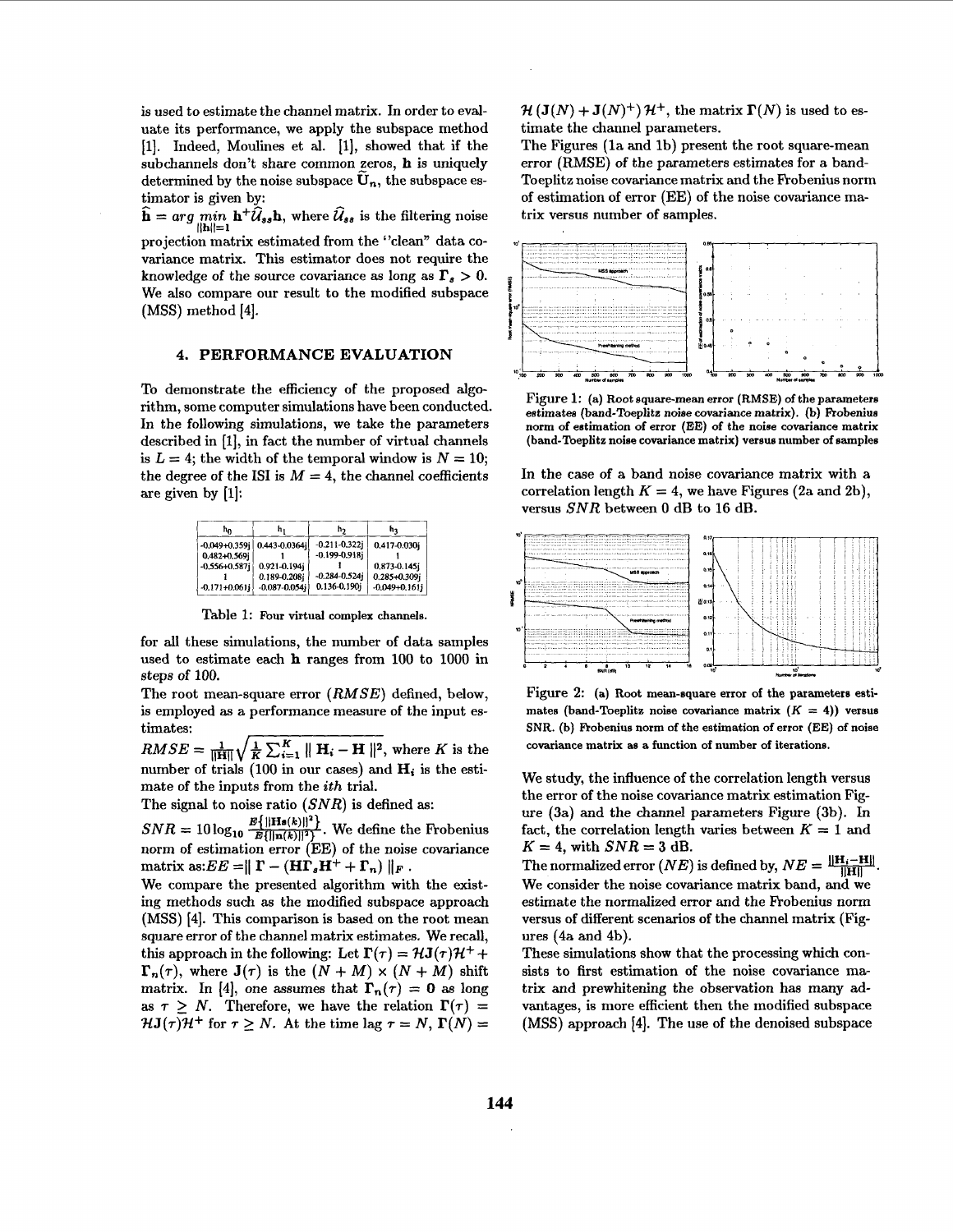is used to estimate the channel matrix. In order to evaluate its performance, we apply the subspace method [1]. Indeed, Moulines et al. [1], showed that if the subchannels don't share common zeros, $\mathbf{h}$ is uniquely determined by the noise subspace $\widetilde{\mathbf{U}}_n$, the subspace estimator is given by:

$\widehat{\mathbf{h}} = \arg \min_{\|\mathbf{h}\|=1} \mathbf{h}^+ \widehat{\mathcal{U}}_{ss} \mathbf{h}$, where $\widehat{\mathcal{U}}_{ss}$ is the filtering noise projection matrix estimated from the "clean" data covariance matrix. This estimator does not require the knowledge of the source covariance as long as $\mathbf{\Gamma}_s > 0$. We also compare our result to the modified subspace (MSS) method [4].

## 4. PERFORMANCE EVALUATION

To demonstrate the efficiency of the proposed algorithm, some computer simulations have been conducted. In the following simulations, we take the parameters described in [1], in fact the number of virtual channels is $L = 4$; the width of the temporal window is $N = 10$; the degree of the ISI is $M = 4$, the channel coefficients are given by [1]:

| $h_0$ | $h_1$ | $h_2$ | $h_3$ |
|---|---|---|---|
| -0.049+0.359j | 0.443-0.0364j | -0.211-0.322j | 0.417-0.030j |
| 0.482+0.569j | 1 | -0.199-0.918j | 1 |
| -0.556+0.587j | 0.921-0.194j | 1 | 0.873-0.145j |
| 1 | 0.189-0.208j | -0.284-0.524j | 0.285+0.309j |
| -0.171+0.061j | -0.087-0.054j | 0.136-0.190j | -0.049+0.161j |

Table 1: Four virtual complex channels.

for all these simulations, the number of data samples used to estimate each $\mathbf{h}$ ranges from 100 to 1000 in steps of 100.

The root mean-square error ($RMSE$) defined, below, is employed as a performance measure of the input estimates:

$RMSE = \frac{1}{\|\mathbf{H}\|}\sqrt{\frac{1}{K}\sum_{i=1}^{K} \| \mathbf{H}_i - \mathbf{H} \|^2}$, where $K$ is the number of trials (100 in our cases) and $\mathbf{H}_i$ is the estimate of the inputs from the $ith$ trial.

The signal to noise ratio ($SNR$) is defined as:

$SNR = 10 \log_{10} \frac{E\{\|\mathbf{H}\mathbf{s}(k)\|^2\}}{E\{\|\mathbf{n}(k)\|^2\}}$. We define the Frobenius norm of estimation error (EE) of the noise covariance matrix as: $EE = \| \mathbf{\Gamma} - (\mathbf{H}\mathbf{\Gamma}_s\mathbf{H}^+ + \mathbf{\Gamma}_n) \|_F$.

We compare the presented algorithm with the existing methods such as the modified subspace approach (MSS) [4]. This comparison is based on the root mean square error of the channel matrix estimates. We recall, this approach in the following: Let $\mathbf{\Gamma}(\tau) = \mathcal{H}\mathbf{J}(\tau)\mathcal{H}^+ + \mathbf{\Gamma}_n(\tau)$, where $\mathbf{J}(\tau)$ is the $(N+M) \times (N+M)$ shift matrix. In [4], one assumes that $\mathbf{\Gamma}_n(\tau) = \mathbf{0}$ as long as $\tau \geq N$. Therefore, we have the relation $\mathbf{\Gamma}(\tau) = \mathcal{H}\mathbf{J}(\tau)\mathcal{H}^+$ for $\tau \geq N$. At the time lag $\tau = N$, $\mathbf{\Gamma}(N) = \mathcal{H}\left(\mathbf{J}(N) + \mathbf{J}(N)^+\right)\mathcal{H}^+$, the matrix $\mathbf{\Gamma}(N)$ is used to estimate the channel parameters.

The Figures (1a and 1b) present the root square-mean error (RMSE) of the parameters estimates for a band-Toeplitz noise covariance matrix and the Frobenius norm of estimation of error (EE) of the noise covariance matrix versus number of samples.

Figure 1: (a) Root square-mean error (RMSE) of the parameters estimates (band-Toeplitz noise covariance matrix). (b) Frobenius norm of estimation of error (EE) of the noise covariance matrix (band-Toeplitz noise covariance matrix) versus number of samples

In the case of a band noise covariance matrix with a correlation length $K = 4$, we have Figures (2a and 2b), versus $SNR$ between 0 dB to 16 dB.

Figure 2: (a) Root mean-square error of the parameters estimates (band-Toeplitz noise covariance matrix ($K = 4$)) versus SNR. (b) Frobenius norm of the estimation of error (EE) of noise covariance matrix as a function of number of iterations.

We study, the influence of the correlation length versus the error of the noise covariance matrix estimation Figure (3a) and the channel parameters Figure (3b). In fact, the correlation length varies between $K = 1$ and $K = 4$, with $SNR = 3$ dB.

The normalized error ($NE$) is defined by, $NE = \frac{\|\mathbf{H}_i - \mathbf{H}\|}{\|\mathbf{H}\|}$. We consider the noise covariance matrix band, and we estimate the normalized error and the Frobenius norm versus of different scenarios of the channel matrix (Figures (4a and 4b).

These simulations show that the processing which consists to first estimation of the noise covariance matrix and prewhitening the observation has many advantages, is more efficient then the modified subspace (MSS) approach [4]. The use of the denoised subspace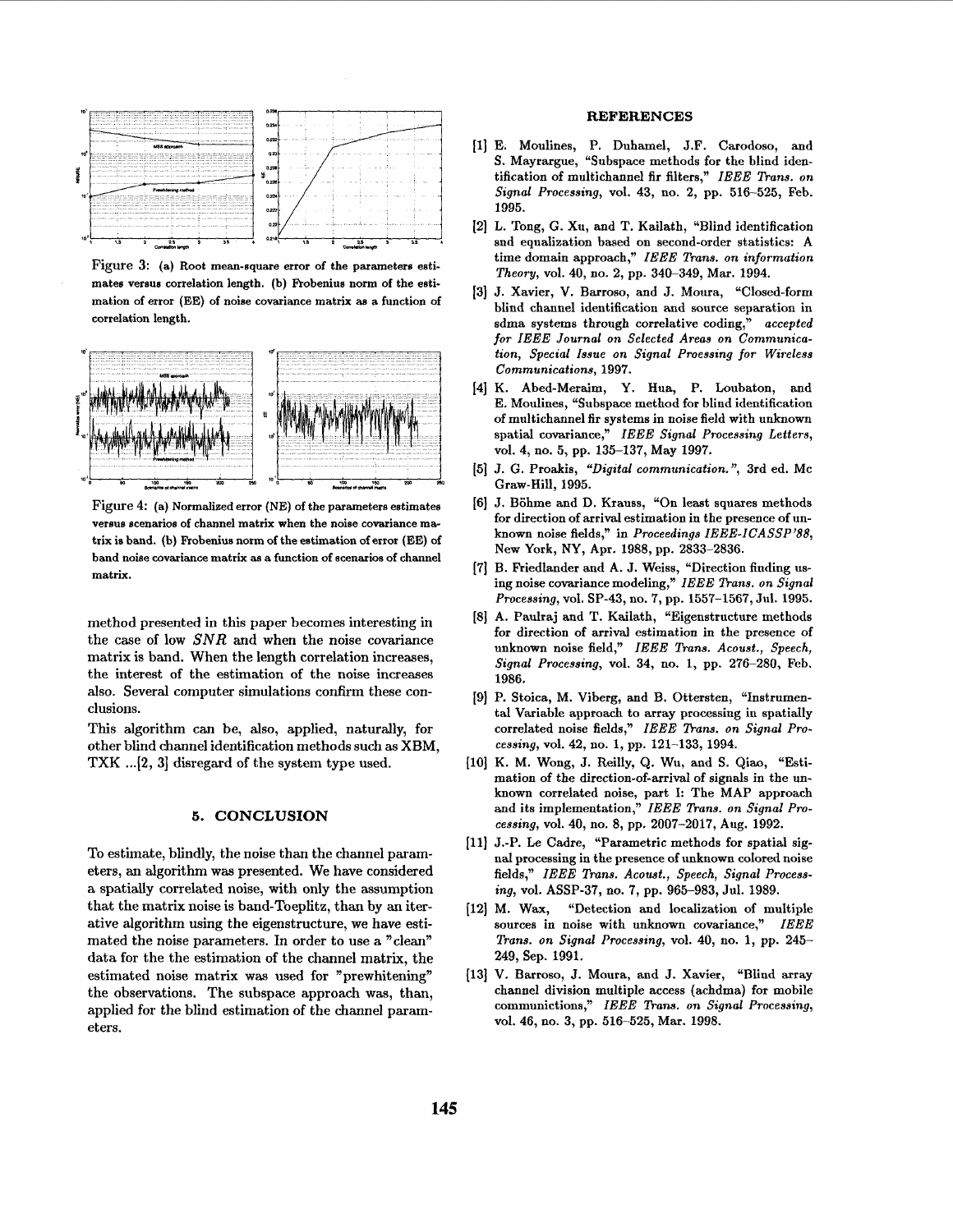MSE approach

Prewhitening method

Correlation length

Correlation length

Figure 3: (a) Root mean-square error of the parameters estimates versus correlation length. (b) Frobenius norm of the estimation of error (EE) of noise covariance matrix as a function of correlation length.

MSE approach

Prewhitening method

Scenarios of channel matrix

Scenarios of channel matrix

Figure 4: (a) Normalized error (NE) of the parameters estimates versus scenarios of channel matrix when the noise covariance matrix is band. (b) Frobenius norm of the estimation of error (EE) of band noise covariance matrix as a function of scenarios of channel matrix.

method presented in this paper becomes interesting in the case of low $SNR$ and when the noise covariance matrix is band. When the length correlation increases, the interest of the estimation of the noise increases also. Several computer simulations confirm these conclusions.

This algorithm can be, also, applied, naturally, for other blind channel identification methods such as XBM, TXK ...[2, 3] disregard of the system type used.

## 5. CONCLUSION

To estimate, blindly, the noise than the channel parameters, an algorithm was presented. We have considered a spatially correlated noise, with only the assumption that the matrix noise is band-Toeplitz, than by an iterative algorithm using the eigenstructure, we have estimated the noise parameters. In order to use a "clean" data for the the estimation of the channel matrix, the estimated noise matrix was used for "prewhitening" the observations. The subspace approach was, than, applied for the blind estimation of the channel parameters.

## REFERENCES

[1] E. Moulines, P. Duhamel, J.F. Carodoso, and S. Mayrargue, "Subspace methods for the blind identification of multichannel fir filters," *IEEE Trans. on Signal Processing*, vol. 43, no. 2, pp. 516–525, Feb. 1995.

[2] L. Tong, G. Xu, and T. Kailath, "Blind identification and equalization based on second-order statistics: A time domain approach," *IEEE Trans. on information Theory*, vol. 40, no. 2, pp. 340–349, Mar. 1994.

[3] J. Xavier, V. Barroso, and J. Moura, "Closed-form blind channel identification and source separation in sdma systems through correlative coding," *accepted for IEEE Journal on Selected Areas on Communication, Special Issue on Signal Processing for Wireless Communications*, 1997.

[4] K. Abed-Meraim, Y. Hua, P. Loubaton, and E. Moulines, "Subspace method for blind identification of multichannel fir systems in noise field with unknown spatial covariance," *IEEE Signal Processing Letters*, vol. 4, no. 5, pp. 135–137, May 1997.

[5] J. G. Proakis, *"Digital communication."*, 3rd ed. Mc Graw-Hill, 1995.

[6] J. Böhme and D. Krauss, "On least squares methods for direction of arrival estimation in the presence of unknown noise fields," in *Proceedings IEEE-ICASSP'88*, New York, NY, Apr. 1988, pp. 2833–2836.

[7] B. Friedlander and A. J. Weiss, "Direction finding using noise covariance modeling," *IEEE Trans. on Signal Processing*, vol. SP-43, no. 7, pp. 1557–1567, Jul. 1995.

[8] A. Paulraj and T. Kailath, "Eigenstructure methods for direction of arrival estimation in the presence of unknown noise field," *IEEE Trans. Acoust., Speech, Signal Processing*, vol. 34, no. 1, pp. 276–280, Feb. 1986.

[9] P. Stoica, M. Viberg, and B. Ottersten, "Instrumental Variable approach to array processing in spatially correlated noise fields," *IEEE Trans. on Signal Processing*, vol. 42, no. 1, pp. 121–133, 1994.

[10] K. M. Wong, J. Reilly, Q. Wu, and S. Qiao, "Estimation of the direction-of-arrival of signals in the unknown correlated noise, part I: The MAP approach and its implementation," *IEEE Trans. on Signal Processing*, vol. 40, no. 8, pp. 2007–2017, Aug. 1992.

[11] J.-P. Le Cadre, "Parametric methods for spatial signal processing in the presence of unknown colored noise fields," *IEEE Trans. Acoust., Speech, Signal Processing*, vol. ASSP-37, no. 7, pp. 965–983, Jul. 1989.

[12] M. Wax, "Detection and localization of multiple sources in noise with unknown covariance," *IEEE Trans. on Signal Processing*, vol. 40, no. 1, pp. 245–249, Sep. 1991.

[13] V. Barroso, J. Moura, and J. Xavier, "Blind array channel division multiple access (achdma) for mobile communictions," *IEEE Trans. on Signal Processing*, vol. 46, no. 3, pp. 516–525, Mar. 1998.